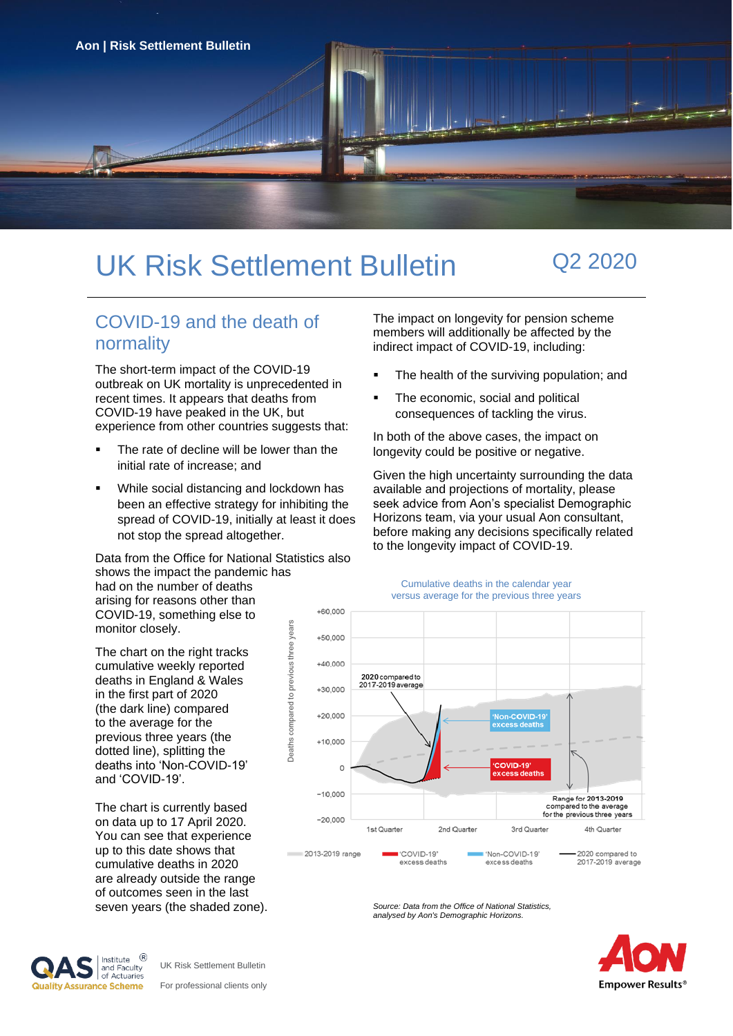# UK Risk Settlement Bulletin

Q2 2020

## COVID-19 and the death of normality

The short-term impact of the COVID-19 outbreak on UK mortality is unprecedented in recent times. It appears that deaths from COVID-19 have peaked in the UK, but experience from other countries suggests that:

- The rate of decline will be lower than the initial rate of increase; and
- While social distancing and lockdown has been an effective strategy for inhibiting the spread of COVID-19, initially at least it does not stop the spread altogether.

Data from the Office for National Statistics also shows the impact the pandemic has had on the number of deaths arising for reasons other than COVID-19, something else to monitor closely.

The chart on the right tracks cumulative weekly reported deaths in England & Wales in the first part of 2020 (the dark line) compared to the average for the previous three years (the dotted line), splitting the deaths into 'Non-COVID-19' and 'COVID-19'.

The chart is currently based on data up to 17 April 2020. You can see that experience up to this date shows that cumulative deaths in 2020 are already outside the range of outcomes seen in the last seven years (the shaded zone).

The impact on longevity for pension scheme members will additionally be affected by the indirect impact of COVID-19, including:

- The health of the surviving population; and
- The economic, social and political consequences of tackling the virus.

In both of the above cases, the impact on longevity could be positive or negative.

Given the high uncertainty surrounding the data available and projections of mortality, please seek advice from Aon's specialist Demographic Horizons team, via your usual Aon consultant, before making any decisions specifically related to the longevity impact of COVID-19.

Cumulative deaths in the calendar year versus average for the previous three years

Source: Data from the Office of National Statistics, analysed by Aon's Demographic Horizons.

UK Risk Settlement Bulletin

For professional clients only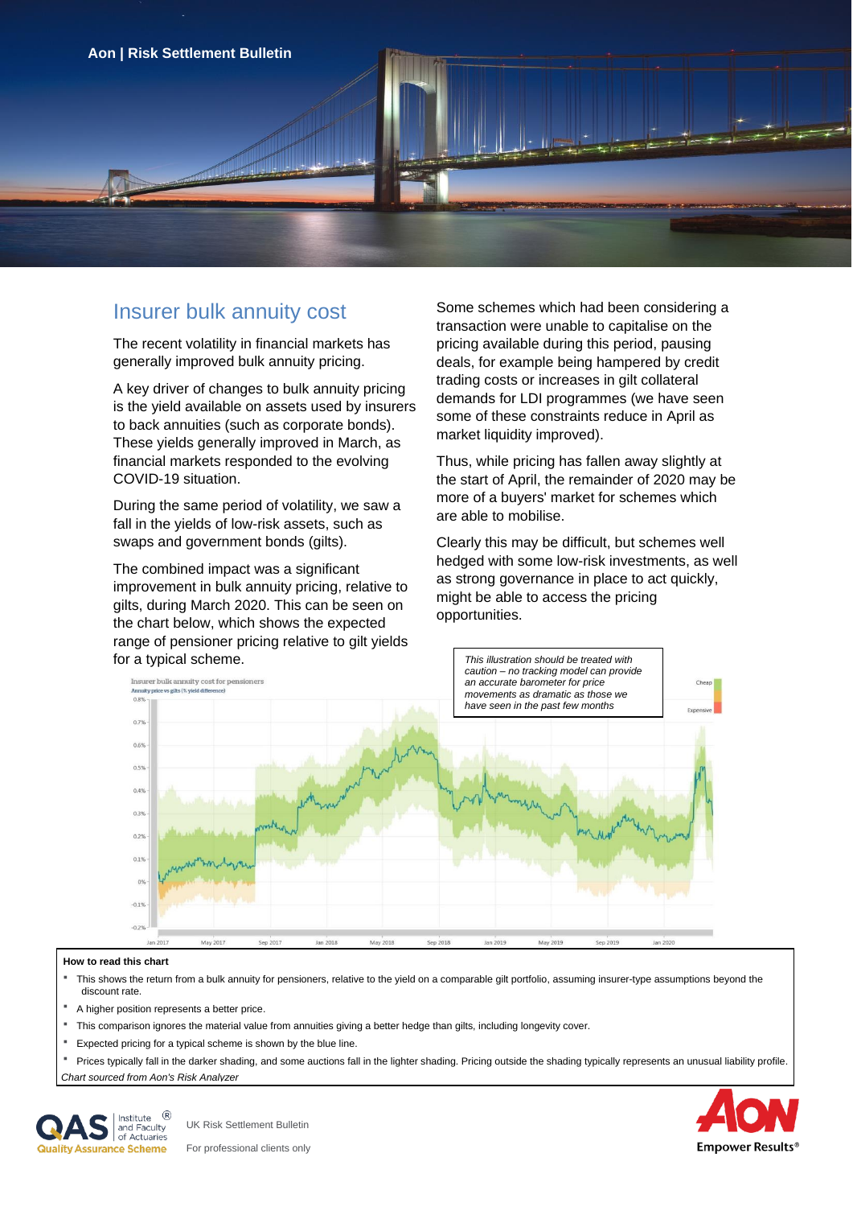# Insurer bulk annuity cost

The recent volatility in financial markets has generally improved bulk annuity pricing.

A key driver of changes to bulk annuity pricing is the yield available on assets used by insurers to back annuities (such as corporate bonds). These yields generally improved in March, as financial markets responded to the evolving COVID-19 situation.

During the same period of volatility, we saw a fall in the yields of low-risk assets, such as swaps and government bonds (gilts).

The combined impact was a significant improvement in bulk annuity pricing, relative to gilts, during March 2020. This can be seen on the chart below, which shows the expected range of pensioner pricing relative to gilt yields for a typical scheme.

Some schemes which had been considering a transaction were unable to capitalise on the pricing available during this period, pausing deals, for example being hampered by credit trading costs or increases in gilt collateral demands for LDI programmes (we have seen some of these constraints reduce in April as market liquidity improved).

Thus, while pricing has fallen away slightly at the start of April, the remainder of 2020 may be more of a buyers' market for schemes which are able to mobilise.

Clearly this may be difficult, but schemes well hedged with some low-risk investments, as well as strong governance in place to act quickly, might be able to access the pricing opportunities.

*This illustration should be treated with caution – no tracking model can provide an accurate barometer for price movements as dramatic as those we have seen in the past few months*

**How to read this chart**

- This shows the return from a bulk annuity for pensioners, relative to the yield on a comparable gilt portfolio, assuming insurer-type assumptions beyond the discount rate.
- A higher position represents a better price.
- This comparison ignores the material value from annuities giving a better hedge than gilts, including longevity cover.
- Expected pricing for a typical scheme is shown by the blue line.
- Prices typically fall in the darker shading, and some auctions fall in the lighter shading. Pricing outside the shading typically represents an unusual liability profile.

*Chart sourced from Aon's Risk Analyzer*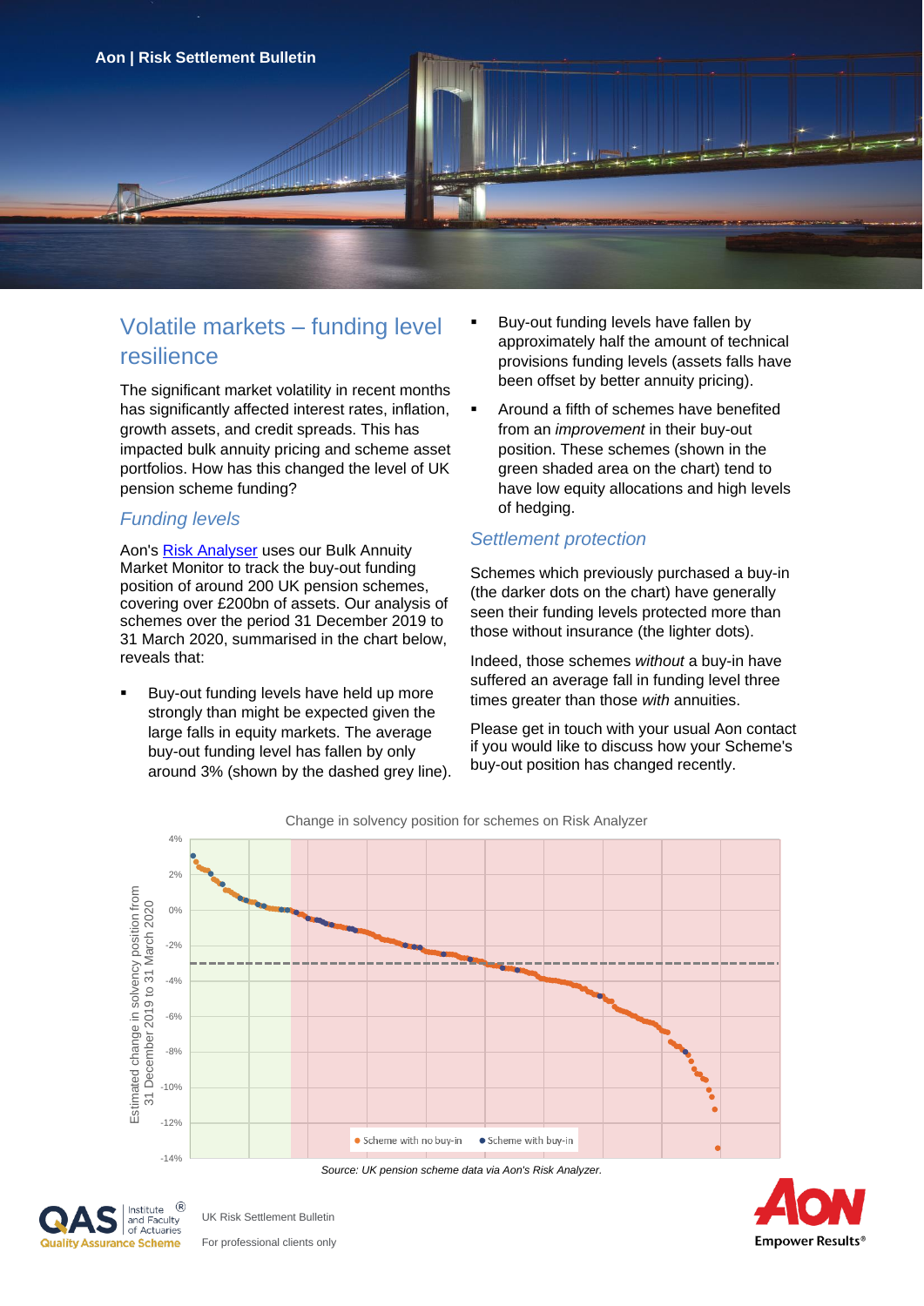# Volatile markets – funding level resilience

The significant market volatility in recent months has significantly affected interest rates, inflation, growth assets, and credit spreads. This has impacted bulk annuity pricing and scheme asset portfolios. How has this changed the level of UK pension scheme funding?

## *Funding levels*

Aon's Risk Analyser uses our Bulk Annuity Market Monitor to track the buy-out funding position of around 200 UK pension schemes, covering over £200bn of assets. Our analysis of schemes over the period 31 December 2019 to 31 March 2020, summarised in the chart below, reveals that:

- Buy-out funding levels have held up more strongly than might be expected given the large falls in equity markets. The average buy-out funding level has fallen by only around 3% (shown by the dashed grey line).
- Buy-out funding levels have fallen by approximately half the amount of technical provisions funding levels (assets falls have been offset by better annuity pricing).
- Around a fifth of schemes have benefited from an *improvement* in their buy-out position. These schemes (shown in the green shaded area on the chart) tend to have low equity allocations and high levels of hedging.

## *Settlement protection*

Schemes which previously purchased a buy-in (the darker dots on the chart) have generally seen their funding levels protected more than those without insurance (the lighter dots).

Indeed, those schemes *without* a buy-in have suffered an average fall in funding level three times greater than those *with* annuities.

Please get in touch with your usual Aon contact if you would like to discuss how your Scheme's buy-out position has changed recently.

Change in solvency position for schemes on Risk Analyzer

Source: UK pension scheme data via Aon's Risk Analyzer.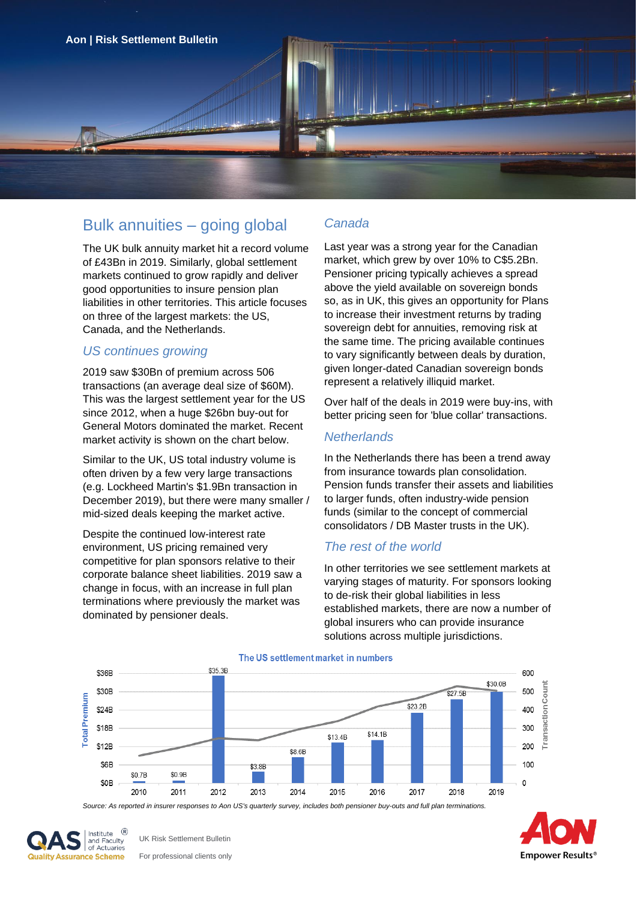# Bulk annuities – going global

The UK bulk annuity market hit a record volume of £43Bn in 2019. Similarly, global settlement markets continued to grow rapidly and deliver good opportunities to insure pension plan liabilities in other territories. This article focuses on three of the largest markets: the US, Canada, and the Netherlands.

## *US continues growing*

2019 saw $30Bn of premium across 506 transactions (an average deal size of $60M). This was the largest settlement year for the US since 2012, when a huge $26bn buy-out for General Motors dominated the market. Recent market activity is shown on the chart below.

Similar to the UK, US total industry volume is often driven by a few very large transactions (e.g. Lockheed Martin's $1.9Bn transaction in December 2019), but there were many smaller / mid-sized deals keeping the market active.

Despite the continued low-interest rate environment, US pricing remained very competitive for plan sponsors relative to their corporate balance sheet liabilities. 2019 saw a change in focus, with an increase in full plan terminations where previously the market was dominated by pensioner deals.

## *Canada*

Last year was a strong year for the Canadian market, which grew by over 10% to C$5.2Bn. Pensioner pricing typically achieves a spread above the yield available on sovereign bonds so, as in UK, this gives an opportunity for Plans to increase their investment returns by trading sovereign debt for annuities, removing risk at the same time. The pricing available continues to vary significantly between deals by duration, given longer-dated Canadian sovereign bonds represent a relatively illiquid market.

Over half of the deals in 2019 were buy-ins, with better pricing seen for 'blue collar' transactions.

## *Netherlands*

In the Netherlands there has been a trend away from insurance towards plan consolidation. Pension funds transfer their assets and liabilities to larger funds, often industry-wide pension funds (similar to the concept of commercial consolidators / DB Master trusts in the UK).

## *The rest of the world*

In other territories we see settlement markets at varying stages of maturity. For sponsors looking to de-risk their global liabilities in less established markets, there are now a number of global insurers who can provide insurance solutions across multiple jurisdictions.

**The US settlement market in numbers**

| Year | Total Premium |
|---|---|
| 2010 | $0.7B |
| 2011 | $0.9B |
| 2012 | $35.3B |
| 2013 | $3.8B |
| 2014 | $8.6B |
| 2015 | $13.4B |
| 2016 | $14.1B |
| 2017 | $23.2B |
| 2018 | $27.5B |
| 2019 | $30.0B |

*Source: As reported in insurer responses to Aon US's quarterly survey, includes both pensioner buy-outs and full plan terminations.*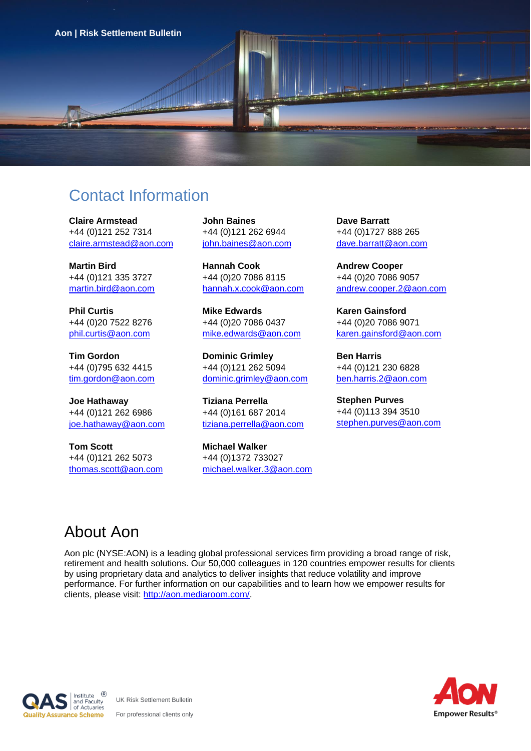## Contact Information

**Claire Armstead**
+44 (0)121 252 7314
claire.armstead@aon.com

**John Baines**
+44 (0)121 262 6944
john.baines@aon.com

**Dave Barratt**
+44 (0)1727 888 265
dave.barratt@aon.com

**Martin Bird**
+44 (0)121 335 3727
martin.bird@aon.com

**Hannah Cook**
+44 (0)20 7086 8115
hannah.x.cook@aon.com

**Andrew Cooper**
+44 (0)20 7086 9057
andrew.cooper.2@aon.com

**Phil Curtis**
+44 (0)20 7522 8276
phil.curtis@aon.com

**Mike Edwards**
+44 (0)20 7086 0437
mike.edwards@aon.com

**Karen Gainsford**
+44 (0)20 7086 9071
karen.gainsford@aon.com

**Tim Gordon**
+44 (0)795 632 4415
tim.gordon@aon.com

**Dominic Grimley**
+44 (0)121 262 5094
dominic.grimley@aon.com

**Ben Harris**
+44 (0)121 230 6828
ben.harris.2@aon.com

**Joe Hathaway**
+44 (0)121 262 6986
joe.hathaway@aon.com

**Tiziana Perrella**
+44 (0)161 687 2014
tiziana.perrella@aon.com

**Stephen Purves**
+44 (0)113 394 3510
stephen.purves@aon.com

**Tom Scott**
+44 (0)121 262 5073
thomas.scott@aon.com

**Michael Walker**
+44 (0)1372 733027
michael.walker.3@aon.com

## About Aon

Aon plc (NYSE:AON) is a leading global professional services firm providing a broad range of risk, retirement and health solutions. Our 50,000 colleagues in 120 countries empower results for clients by using proprietary data and analytics to deliver insights that reduce volatility and improve performance. For further information on our capabilities and to learn how we empower results for clients, please visit: http://aon.mediaroom.com/.

UK Risk Settlement Bulletin

For professional clients only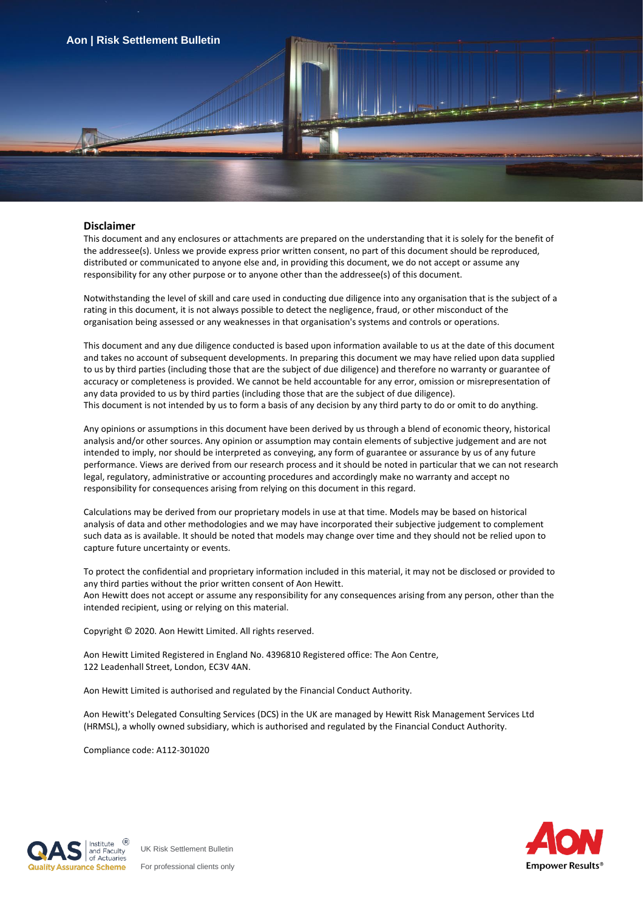## Disclaimer

This document and any enclosures or attachments are prepared on the understanding that it is solely for the benefit of the addressee(s). Unless we provide express prior written consent, no part of this document should be reproduced, distributed or communicated to anyone else and, in providing this document, we do not accept or assume any responsibility for any other purpose or to anyone other than the addressee(s) of this document.

Notwithstanding the level of skill and care used in conducting due diligence into any organisation that is the subject of a rating in this document, it is not always possible to detect the negligence, fraud, or other misconduct of the organisation being assessed or any weaknesses in that organisation's systems and controls or operations.

This document and any due diligence conducted is based upon information available to us at the date of this document and takes no account of subsequent developments. In preparing this document we may have relied upon data supplied to us by third parties (including those that are the subject of due diligence) and therefore no warranty or guarantee of accuracy or completeness is provided. We cannot be held accountable for any error, omission or misrepresentation of any data provided to us by third parties (including those that are the subject of due diligence).
This document is not intended by us to form a basis of any decision by any third party to do or omit to do anything.

Any opinions or assumptions in this document have been derived by us through a blend of economic theory, historical analysis and/or other sources. Any opinion or assumption may contain elements of subjective judgement and are not intended to imply, nor should be interpreted as conveying, any form of guarantee or assurance by us of any future performance. Views are derived from our research process and it should be noted in particular that we can not research legal, regulatory, administrative or accounting procedures and accordingly make no warranty and accept no responsibility for consequences arising from relying on this document in this regard.

Calculations may be derived from our proprietary models in use at that time. Models may be based on historical analysis of data and other methodologies and we may have incorporated their subjective judgement to complement such data as is available. It should be noted that models may change over time and they should not be relied upon to capture future uncertainty or events.

To protect the confidential and proprietary information included in this material, it may not be disclosed or provided to any third parties without the prior written consent of Aon Hewitt.
Aon Hewitt does not accept or assume any responsibility for any consequences arising from any person, other than the intended recipient, using or relying on this material.

Copyright © 2020. Aon Hewitt Limited. All rights reserved.

Aon Hewitt Limited Registered in England No. 4396810 Registered office: The Aon Centre,
122 Leadenhall Street, London, EC3V 4AN.

Aon Hewitt Limited is authorised and regulated by the Financial Conduct Authority.

Aon Hewitt's Delegated Consulting Services (DCS) in the UK are managed by Hewitt Risk Management Services Ltd (HRMSL), a wholly owned subsidiary, which is authorised and regulated by the Financial Conduct Authority.

Compliance code: A112-301020